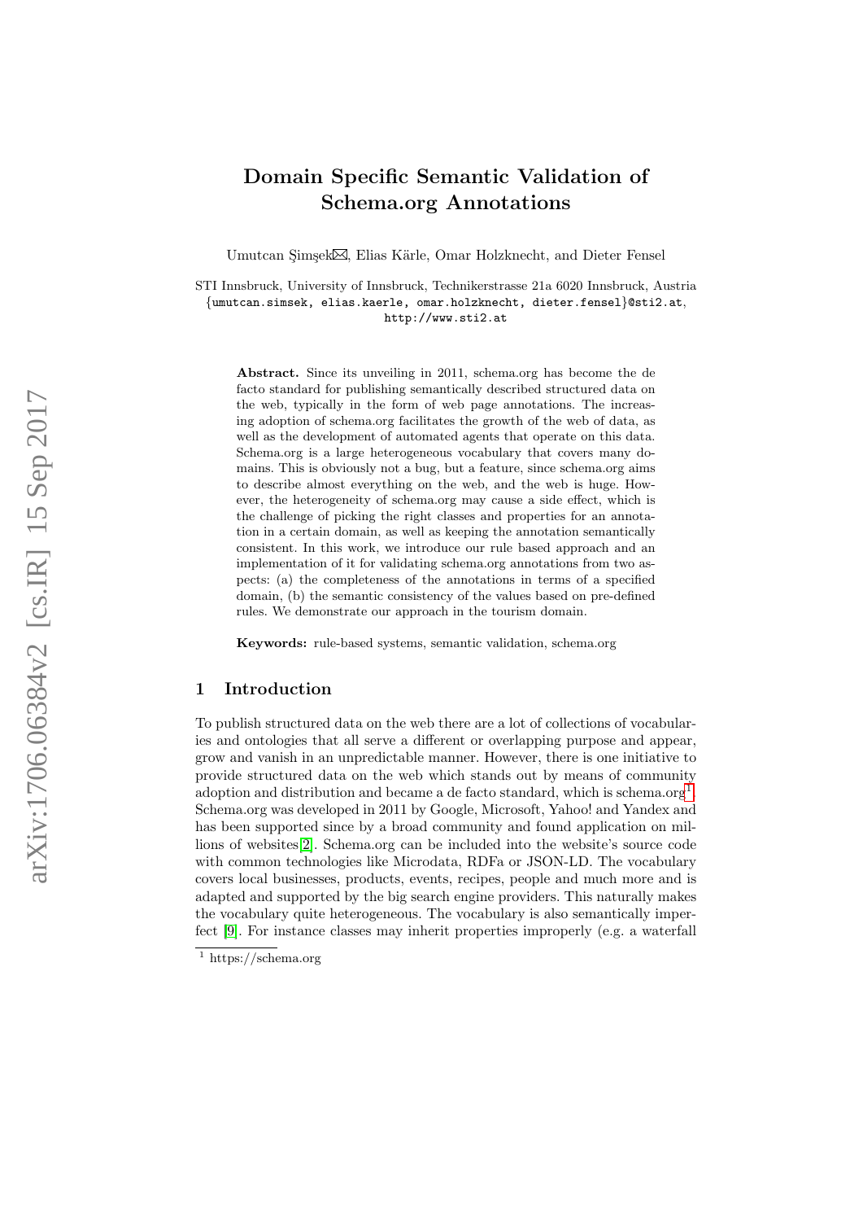# Domain Specific Semantic Validation of Schema.org Annotations

Umutcan Şimşek✉, Elias Kärle, Omar Holzknecht, and Dieter Fensel

STI Innsbruck, University of Innsbruck, Technikerstrasse 21a 6020 Innsbruck, Austria
{umutcan.simsek, elias.kaerle, omar.holzknecht, dieter.fensel}@sti2.at,
http://www.sti2.at

**Abstract.** Since its unveiling in 2011, schema.org has become the de facto standard for publishing semantically described structured data on the web, typically in the form of web page annotations. The increasing adoption of schema.org facilitates the growth of the web of data, as well as the development of automated agents that operate on this data. Schema.org is a large heterogeneous vocabulary that covers many domains. This is obviously not a bug, but a feature, since schema.org aims to describe almost everything on the web, and the web is huge. However, the heterogeneity of schema.org may cause a side effect, which is the challenge of picking the right classes and properties for an annotation in a certain domain, as well as keeping the annotation semantically consistent. In this work, we introduce our rule based approach and an implementation of it for validating schema.org annotations from two aspects: (a) the completeness of the annotations in terms of a specified domain, (b) the semantic consistency of the values based on pre-defined rules. We demonstrate our approach in the tourism domain.

**Keywords:** rule-based systems, semantic validation, schema.org

## 1 Introduction

To publish structured data on the web there are a lot of collections of vocabularies and ontologies that all serve a different or overlapping purpose and appear, grow and vanish in an unpredictable manner. However, there is one initiative to provide structured data on the web which stands out by means of community adoption and distribution and became a de facto standard, which is schema.org[1]. Schema.org was developed in 2011 by Google, Microsoft, Yahoo! and Yandex and has been supported since by a broad community and found application on millions of websites[2]. Schema.org can be included into the website's source code with common technologies like Microdata, RDFa or JSON-LD. The vocabulary covers local businesses, products, events, recipes, people and much more and is adapted and supported by the big search engine providers. This naturally makes the vocabulary quite heterogeneous. The vocabulary is also semantically imperfect [9]. For instance classes may inherit properties improperly (e.g. a waterfall

[1] https://schema.org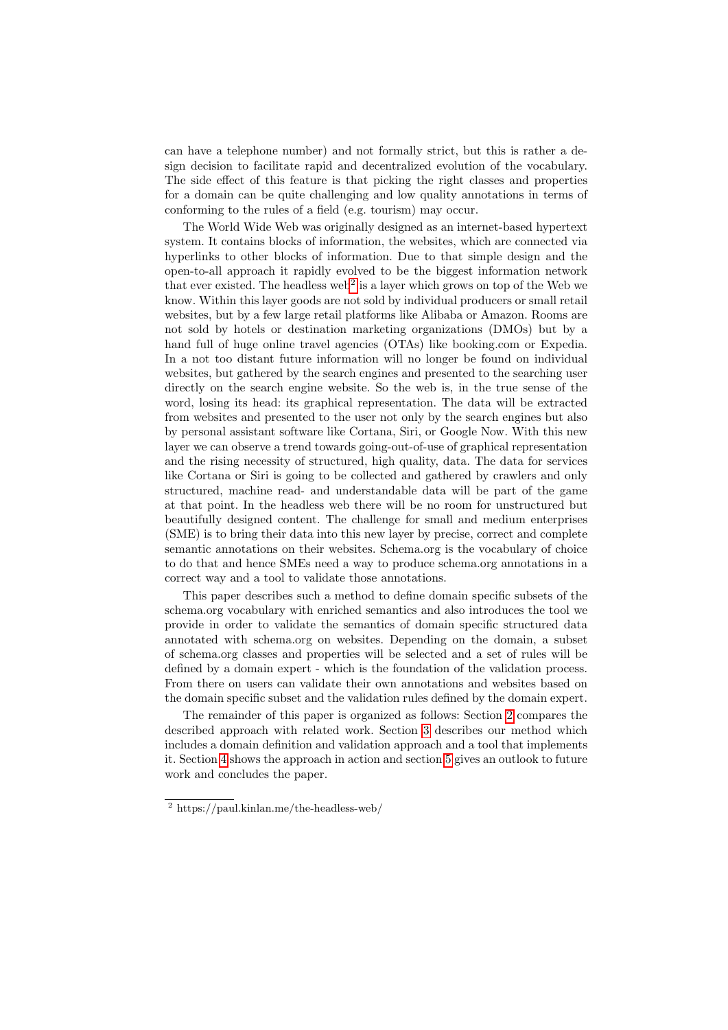can have a telephone number) and not formally strict, but this is rather a design decision to facilitate rapid and decentralized evolution of the vocabulary. The side effect of this feature is that picking the right classes and properties for a domain can be quite challenging and low quality annotations in terms of conforming to the rules of a field (e.g. tourism) may occur.

The World Wide Web was originally designed as an internet-based hypertext system. It contains blocks of information, the websites, which are connected via hyperlinks to other blocks of information. Due to that simple design and the open-to-all approach it rapidly evolved to be the biggest information network that ever existed. The headless web[2] is a layer which grows on top of the Web we know. Within this layer goods are not sold by individual producers or small retail websites, but by a few large retail platforms like Alibaba or Amazon. Rooms are not sold by hotels or destination marketing organizations (DMOs) but by a hand full of huge online travel agencies (OTAs) like booking.com or Expedia. In a not too distant future information will no longer be found on individual websites, but gathered by the search engines and presented to the searching user directly on the search engine website. So the web is, in the true sense of the word, losing its head: its graphical representation. The data will be extracted from websites and presented to the user not only by the search engines but also by personal assistant software like Cortana, Siri, or Google Now. With this new layer we can observe a trend towards going-out-of-use of graphical representation and the rising necessity of structured, high quality, data. The data for services like Cortana or Siri is going to be collected and gathered by crawlers and only structured, machine read- and understandable data will be part of the game at that point. In the headless web there will be no room for unstructured but beautifully designed content. The challenge for small and medium enterprises (SME) is to bring their data into this new layer by precise, correct and complete semantic annotations on their websites. Schema.org is the vocabulary of choice to do that and hence SMEs need a way to produce schema.org annotations in a correct way and a tool to validate those annotations.

This paper describes such a method to define domain specific subsets of the schema.org vocabulary with enriched semantics and also introduces the tool we provide in order to validate the semantics of domain specific structured data annotated with schema.org on websites. Depending on the domain, a subset of schema.org classes and properties will be selected and a set of rules will be defined by a domain expert - which is the foundation of the validation process. From there on users can validate their own annotations and websites based on the domain specific subset and the validation rules defined by the domain expert.

The remainder of this paper is organized as follows: Section 2 compares the described approach with related work. Section 3 describes our method which includes a domain definition and validation approach and a tool that implements it. Section 4 shows the approach in action and section 5 gives an outlook to future work and concludes the paper.

[2] https://paul.kinlan.me/the-headless-web/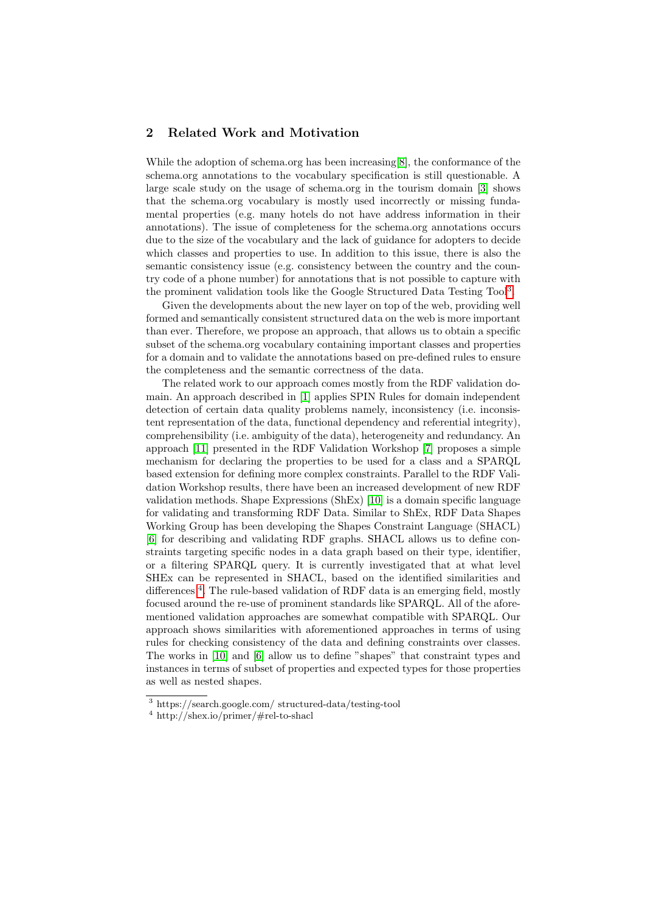## 2 Related Work and Motivation

While the adoption of schema.org has been increasing[8], the conformance of the schema.org annotations to the vocabulary specification is still questionable. A large scale study on the usage of schema.org in the tourism domain [3] shows that the schema.org vocabulary is mostly used incorrectly or missing fundamental properties (e.g. many hotels do not have address information in their annotations). The issue of completeness for the schema.org annotations occurs due to the size of the vocabulary and the lack of guidance for adopters to decide which classes and properties to use. In addition to this issue, there is also the semantic consistency issue (e.g. consistency between the country and the country code of a phone number) for annotations that is not possible to capture with the prominent validation tools like the Google Structured Data Testing Tool[3].

Given the developments about the new layer on top of the web, providing well formed and semantically consistent structured data on the web is more important than ever. Therefore, we propose an approach, that allows us to obtain a specific subset of the schema.org vocabulary containing important classes and properties for a domain and to validate the annotations based on pre-defined rules to ensure the completeness and the semantic correctness of the data.

The related work to our approach comes mostly from the RDF validation domain. An approach described in [1] applies SPIN Rules for domain independent detection of certain data quality problems namely, inconsistency (i.e. inconsistent representation of the data, functional dependency and referential integrity), comprehensibility (i.e. ambiguity of the data), heterogeneity and redundancy. An approach [11] presented in the RDF Validation Workshop [7] proposes a simple mechanism for declaring the properties to be used for a class and a SPARQL based extension for defining more complex constraints. Parallel to the RDF Validation Workshop results, there have been an increased development of new RDF validation methods. Shape Expressions (ShEx) [10] is a domain specific language for validating and transforming RDF Data. Similar to ShEx, RDF Data Shapes Working Group has been developing the Shapes Constraint Language (SHACL) [6] for describing and validating RDF graphs. SHACL allows us to define constraints targeting specific nodes in a data graph based on their type, identifier, or a filtering SPARQL query. It is currently investigated that at what level SHEx can be represented in SHACL, based on the identified similarities and differences [4]. The rule-based validation of RDF data is an emerging field, mostly focused around the re-use of prominent standards like SPARQL. All of the aforementioned validation approaches are somewhat compatible with SPARQL. Our approach shows similarities with aforementioned approaches in terms of using rules for checking consistency of the data and defining constraints over classes. The works in [10] and [6] allow us to define "shapes" that constraint types and instances in terms of subset of properties and expected types for those properties as well as nested shapes.

[3] https://search.google.com/ structured-data/testing-tool

[4] http://shex.io/primer/#rel-to-shacl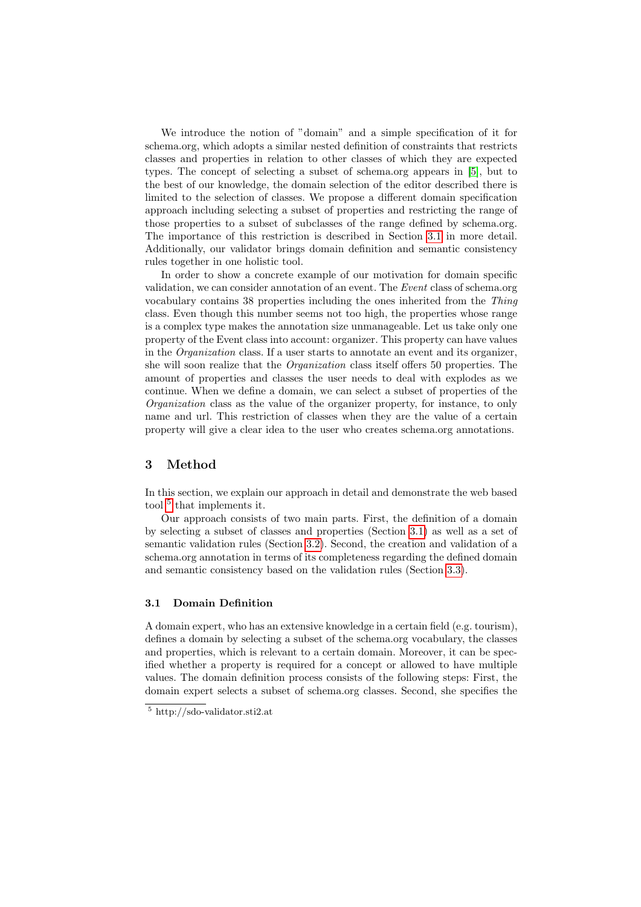We introduce the notion of "domain" and a simple specification of it for schema.org, which adopts a similar nested definition of constraints that restricts classes and properties in relation to other classes of which they are expected types. The concept of selecting a subset of schema.org appears in [5], but to the best of our knowledge, the domain selection of the editor described there is limited to the selection of classes. We propose a different domain specification approach including selecting a subset of properties and restricting the range of those properties to a subset of subclasses of the range defined by schema.org. The importance of this restriction is described in Section 3.1 in more detail. Additionally, our validator brings domain definition and semantic consistency rules together in one holistic tool.

In order to show a concrete example of our motivation for domain specific validation, we can consider annotation of an event. The *Event* class of schema.org vocabulary contains 38 properties including the ones inherited from the *Thing* class. Even though this number seems not too high, the properties whose range is a complex type makes the annotation size unmanageable. Let us take only one property of the Event class into account: organizer. This property can have values in the *Organization* class. If a user starts to annotate an event and its organizer, she will soon realize that the *Organization* class itself offers 50 properties. The amount of properties and classes the user needs to deal with explodes as we continue. When we define a domain, we can select a subset of properties of the *Organization* class as the value of the organizer property, for instance, to only name and url. This restriction of classes when they are the value of a certain property will give a clear idea to the user who creates schema.org annotations.

## 3 Method

In this section, we explain our approach in detail and demonstrate the web based tool [5] that implements it.

Our approach consists of two main parts. First, the definition of a domain by selecting a subset of classes and properties (Section 3.1) as well as a set of semantic validation rules (Section 3.2). Second, the creation and validation of a schema.org annotation in terms of its completeness regarding the defined domain and semantic consistency based on the validation rules (Section 3.3).

### 3.1 Domain Definition

A domain expert, who has an extensive knowledge in a certain field (e.g. tourism), defines a domain by selecting a subset of the schema.org vocabulary, the classes and properties, which is relevant to a certain domain. Moreover, it can be specified whether a property is required for a concept or allowed to have multiple values. The domain definition process consists of the following steps: First, the domain expert selects a subset of schema.org classes. Second, she specifies the

[5] http://sdo-validator.sti2.at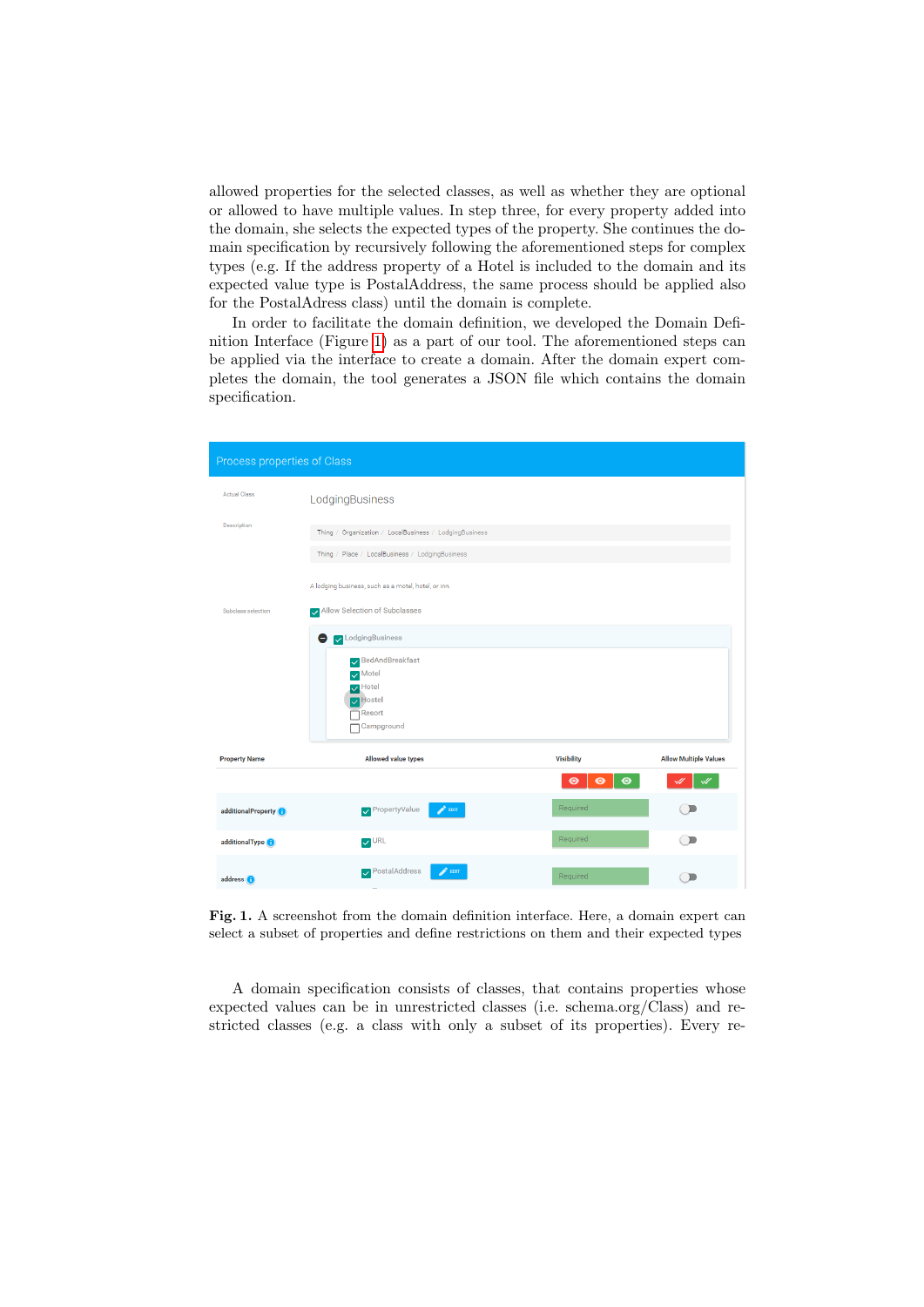allowed properties for the selected classes, as well as whether they are optional or allowed to have multiple values. In step three, for every property added into the domain, she selects the expected types of the property. She continues the domain specification by recursively following the aforementioned steps for complex types (e.g. If the address property of a Hotel is included to the domain and its expected value type is PostalAddress, the same process should be applied also for the PostalAdress class) until the domain is complete.

In order to facilitate the domain definition, we developed the Domain Definition Interface (Figure 1) as a part of our tool. The aforementioned steps can be applied via the interface to create a domain. After the domain expert completes the domain, the tool generates a JSON file which contains the domain specification.

**Fig. 1.** A screenshot from the domain definition interface. Here, a domain expert can select a subset of properties and define restrictions on them and their expected types

A domain specification consists of classes, that contains properties whose expected values can be in unrestricted classes (i.e. schema.org/Class) and restricted classes (e.g. a class with only a subset of its properties). Every re-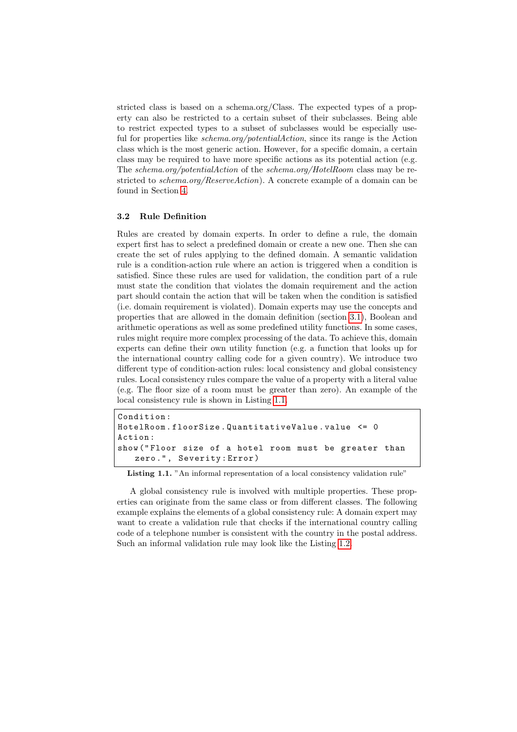stricted class is based on a schema.org/Class. The expected types of a property can also be restricted to a certain subset of their subclasses. Being able to restrict expected types to a subset of subclasses would be especially useful for properties like *schema.org/potentialAction*, since its range is the Action class which is the most generic action. However, for a specific domain, a certain class may be required to have more specific actions as its potential action (e.g. The *schema.org/potentialAction* of the *schema.org/HotelRoom* class may be restricted to *schema.org/ReserveAction*). A concrete example of a domain can be found in Section 4.

### 3.2 Rule Definition

Rules are created by domain experts. In order to define a rule, the domain expert first has to select a predefined domain or create a new one. Then she can create the set of rules applying to the defined domain. A semantic validation rule is a condition-action rule where an action is triggered when a condition is satisfied. Since these rules are used for validation, the condition part of a rule must state the condition that violates the domain requirement and the action part should contain the action that will be taken when the condition is satisfied (i.e. domain requirement is violated). Domain experts may use the concepts and properties that are allowed in the domain definition (section 3.1), Boolean and arithmetic operations as well as some predefined utility functions. In some cases, rules might require more complex processing of the data. To achieve this, domain experts can define their own utility function (e.g. a function that looks up for the international country calling code for a given country). We introduce two different type of condition-action rules: local consistency and global consistency rules. Local consistency rules compare the value of a property with a literal value (e.g. The floor size of a room must be greater than zero). An example of the local consistency rule is shown in Listing 1.1.

```
Condition:
HotelRoom.floorSize.QuantitativeValue.value <= 0
Action:
show("Floor size of a hotel room must be greater than
   zero.", Severity:Error)
```

**Listing 1.1.** "An informal representation of a local consistency validation rule"

A global consistency rule is involved with multiple properties. These properties can originate from the same class or from different classes. The following example explains the elements of a global consistency rule: A domain expert may want to create a validation rule that checks if the international country calling code of a telephone number is consistent with the country in the postal address. Such an informal validation rule may look like the Listing 1.2.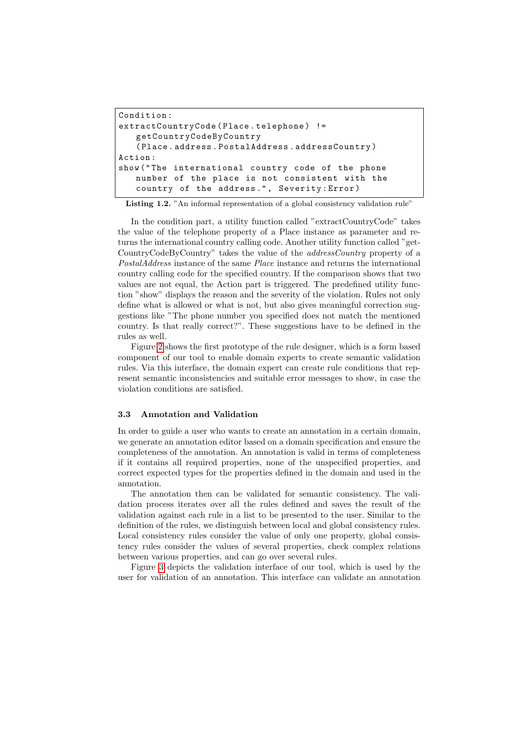```
Condition:
extractCountryCode(Place.telephone) !=
    getCountryCodeByCountry
    (Place.address.PostalAddress.addressCountry)
Action:
show("The international country code of the phone
    number of the place is not consistent with the
    country of the address.", Severity:Error)
```

**Listing 1.2.** "An informal representation of a global consistency validation rule"

In the condition part, a utility function called "extractCountryCode" takes the value of the telephone property of a Place instance as parameter and returns the international country calling code. Another utility function called "getCountryCodeByCountry" takes the value of the *addressCountry* property of a *PostalAddress* instance of the same *Place* instance and returns the international country calling code for the specified country. If the comparison shows that two values are not equal, the Action part is triggered. The predefined utility function "show" displays the reason and the severity of the violation. Rules not only define what is allowed or what is not, but also gives meaningful correction suggestions like "The phone number you specified does not match the mentioned country. Is that really correct?". These suggestions have to be defined in the rules as well.

Figure 2 shows the first prototype of the rule designer, which is a form based component of our tool to enable domain experts to create semantic validation rules. Via this interface, the domain expert can create rule conditions that represent semantic inconsistencies and suitable error messages to show, in case the violation conditions are satisfied.

### 3.3 Annotation and Validation

In order to guide a user who wants to create an annotation in a certain domain, we generate an annotation editor based on a domain specification and ensure the completeness of the annotation. An annotation is valid in terms of completeness if it contains all required properties, none of the unspecified properties, and correct expected types for the properties defined in the domain and used in the annotation.

The annotation then can be validated for semantic consistency. The validation process iterates over all the rules defined and saves the result of the validation against each rule in a list to be presented to the user. Similar to the definition of the rules, we distinguish between local and global consistency rules. Local consistency rules consider the value of only one property, global consistency rules consider the values of several properties, check complex relations between various properties, and can go over several rules.

Figure 3 depicts the validation interface of our tool, which is used by the user for validation of an annotation. This interface can validate an annotation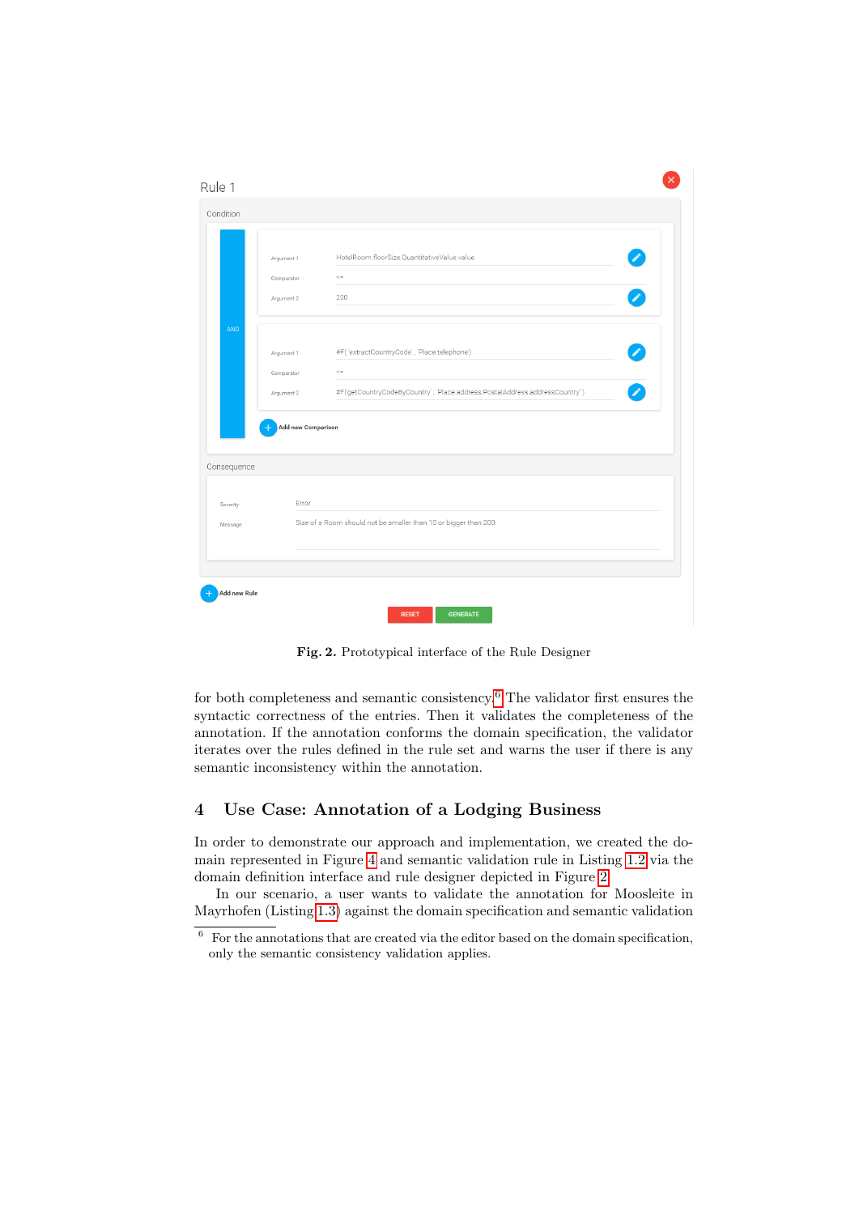Fig. 2. Prototypical interface of the Rule Designer

for both completeness and semantic consistency.[6] The validator first ensures the syntactic correctness of the entries. Then it validates the completeness of the annotation. If the annotation conforms the domain specification, the validator iterates over the rules defined in the rule set and warns the user if there is any semantic inconsistency within the annotation.

## 4 Use Case: Annotation of a Lodging Business

In order to demonstrate our approach and implementation, we created the domain represented in Figure 4 and semantic validation rule in Listing 1.2 via the domain definition interface and rule designer depicted in Figure 2.

In our scenario, a user wants to validate the annotation for Moosleite in Mayrhofen (Listing 1.3) against the domain specification and semantic validation

[6] For the annotations that are created via the editor based on the domain specification, only the semantic consistency validation applies.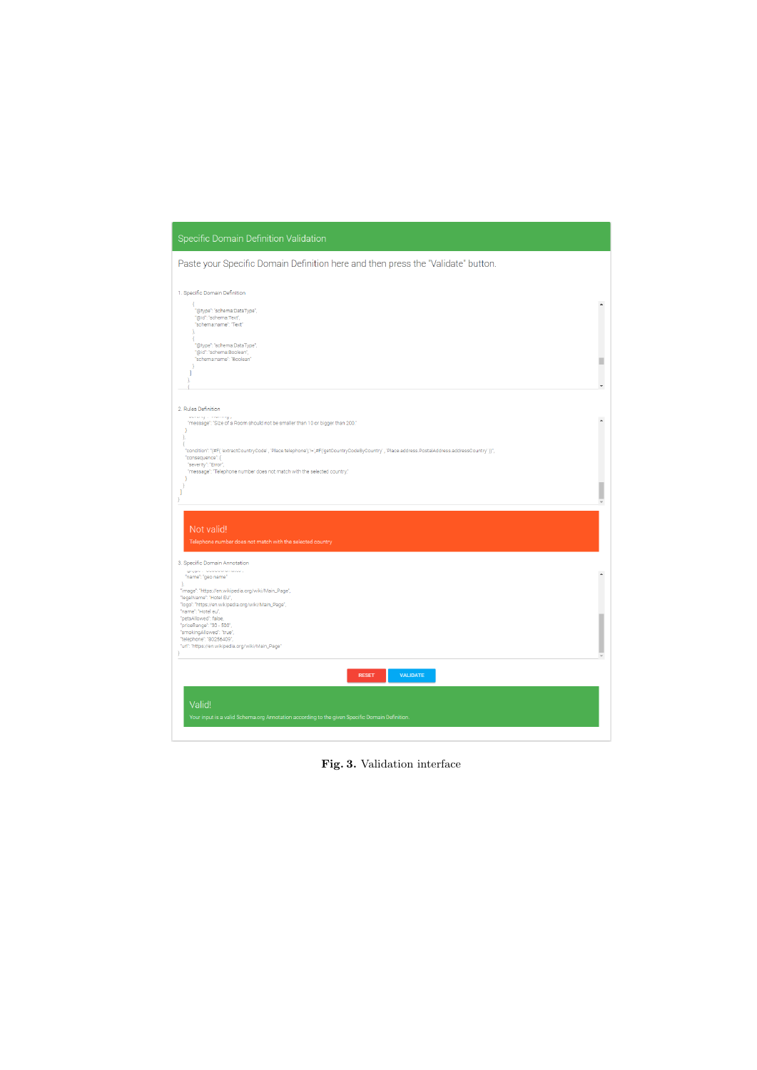## Specific Domain Definition Validation

Paste your Specific Domain Definition here and then press the "Validate" button.

1. Specific Domain Definition

```
{
  "@type": "schema:DataType",
  "@id": "schema:Text",
  "schema:name": "Text"
},
{
  "@type": "schema:DataType",
  "@id": "schema:Boolean",
  "schema:name": "Boolean"
}
]
}
{
```

2. Rules Definition

```
"message": "Size of a Room should not be smaller than 10 or bigger than 200."
}
},
{
"condition": "(#F( 'extractCountryCode' , 'Place.telephone') != #F('getCountryCodeByCountry' , 'Place.address.PostalAddress.addressCountry' ))",
"consequence": {
  "severity": "Error",
  "message": "Telephone number does not match with the selected country."
}
}
]
}
```

**Not valid!**

Telephone number does not match with the selected country

3. Specific Domain Annotation

```
"name": "geo:name"
},
"image": "https://en.wikipedia.org/wiki/Main_Page",
"legalName": "Hotel EU",
"logo": "https://en.wikipedia.org/wiki/Main_Page",
"name": "Hotel eu",
"petsAllowed": false,
"priceRange": "30 - 500",
"smokingAllowed": "true",
"telephone": "30256409",
"url": "https://en.wikipedia.org/wiki/Main_Page"
}
```

RESET | VALIDATE

**Valid!**

Your input is a valid Schema.org Annotation according to the given Specific Domain Definition.

**Fig. 3.** Validation interface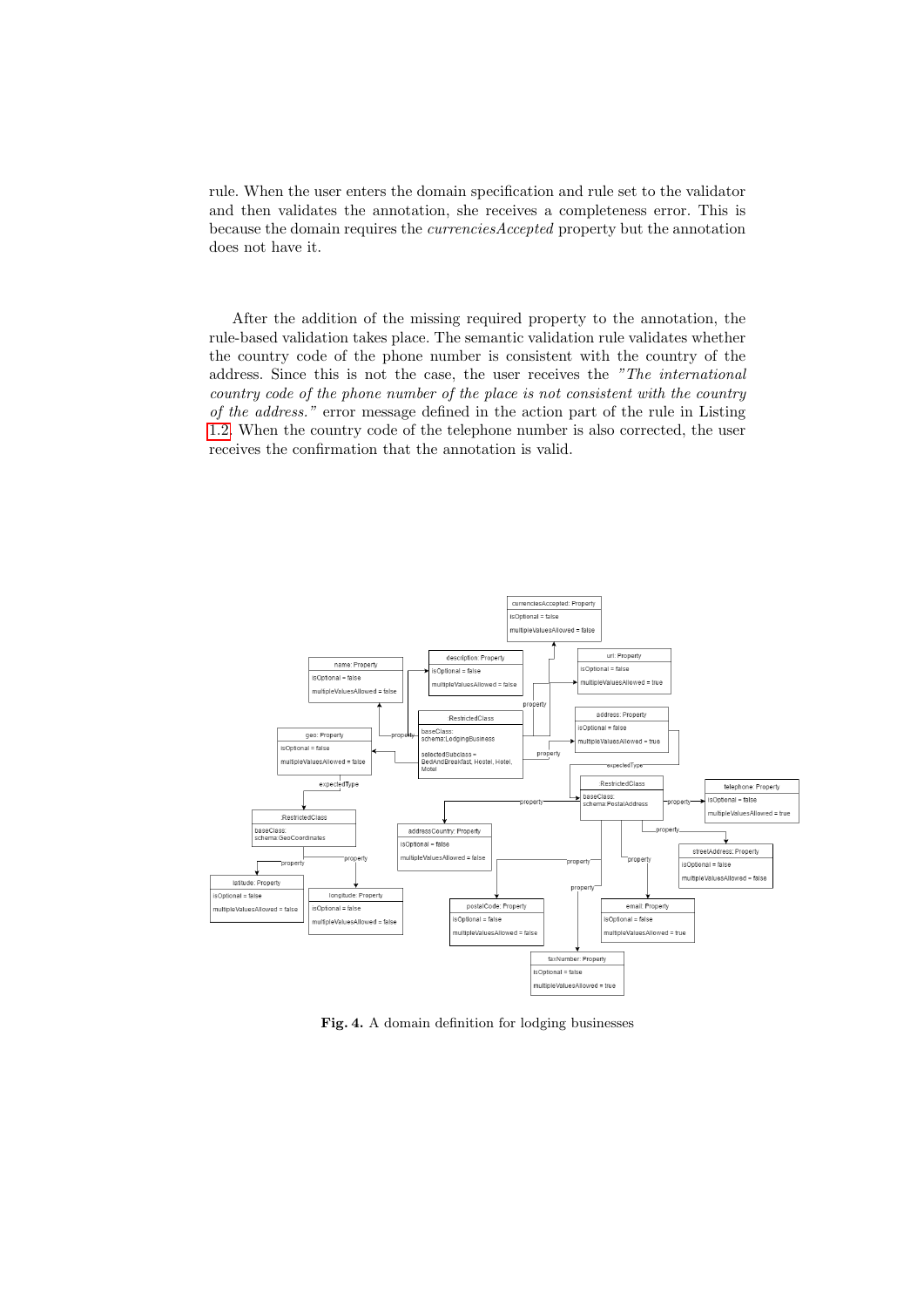rule. When the user enters the domain specification and rule set to the validator and then validates the annotation, she receives a completeness error. This is because the domain requires the *currenciesAccepted* property but the annotation does not have it.

After the addition of the missing required property to the annotation, the rule-based validation takes place. The semantic validation rule validates whether the country code of the phone number is consistent with the country of the address. Since this is not the case, the user receives the *"The international country code of the phone number of the place is not consistent with the country of the address."* error message defined in the action part of the rule in Listing 1.2. When the country code of the telephone number is also corrected, the user receives the confirmation that the annotation is valid.

**Fig. 4.** A domain definition for lodging businesses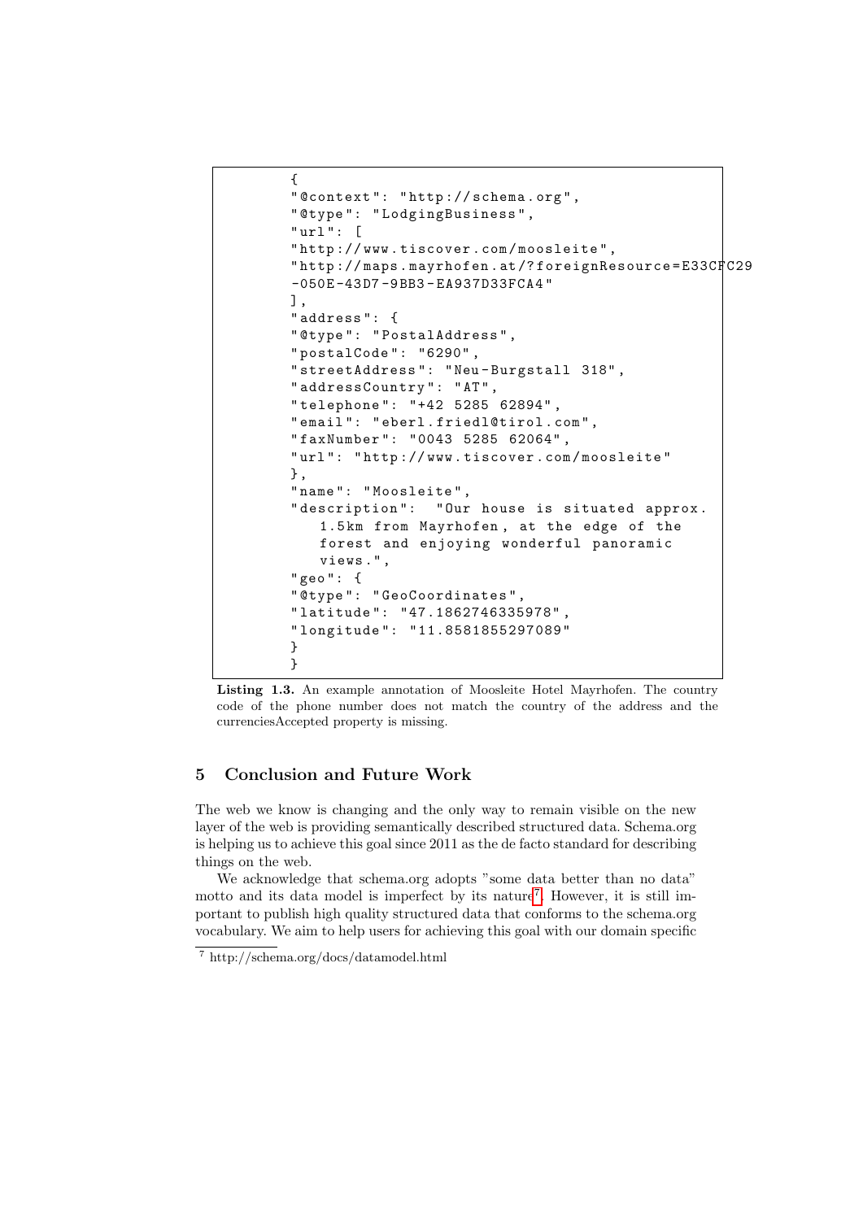```
{
"@context": "http://schema.org",
"@type": "LodgingBusiness",
"url": [
"http://www.tiscover.com/moosleite",
"http://maps.mayrhofen.at/?foreignResource=E33CFC29
-050E-43D7-9BB3-EA937D33FCA4"
],
"address": {
"@type": "PostalAddress",
"postalCode": "6290",
"streetAddress": "Neu-Burgstall 318",
"addressCountry": "AT",
"telephone": "+42 5285 62894",
"email": "eberl.friedl@tirol.com",
"faxNumber": "0043 5285 62064",
"url": "http://www.tiscover.com/moosleite"
},
"name": "Moosleite",
"description":  "Our house is situated approx.
   1.5km from Mayrhofen, at the edge of the
   forest and enjoying wonderful panoramic
   views.",
"geo": {
"@type": "GeoCoordinates",
"latitude": "47.1862746335978",
"longitude": "11.8581855297089"
}
}
```

**Listing 1.3.** An example annotation of Moosleite Hotel Mayrhofen. The country code of the phone number does not match the country of the address and the currenciesAccepted property is missing.

## 5 Conclusion and Future Work

The web we know is changing and the only way to remain visible on the new layer of the web is providing semantically described structured data. Schema.org is helping us to achieve this goal since 2011 as the de facto standard for describing things on the web.

We acknowledge that schema.org adopts "some data better than no data" motto and its data model is imperfect by its nature[7]. However, it is still important to publish high quality structured data that conforms to the schema.org vocabulary. We aim to help users for achieving this goal with our domain specific

[7] http://schema.org/docs/datamodel.html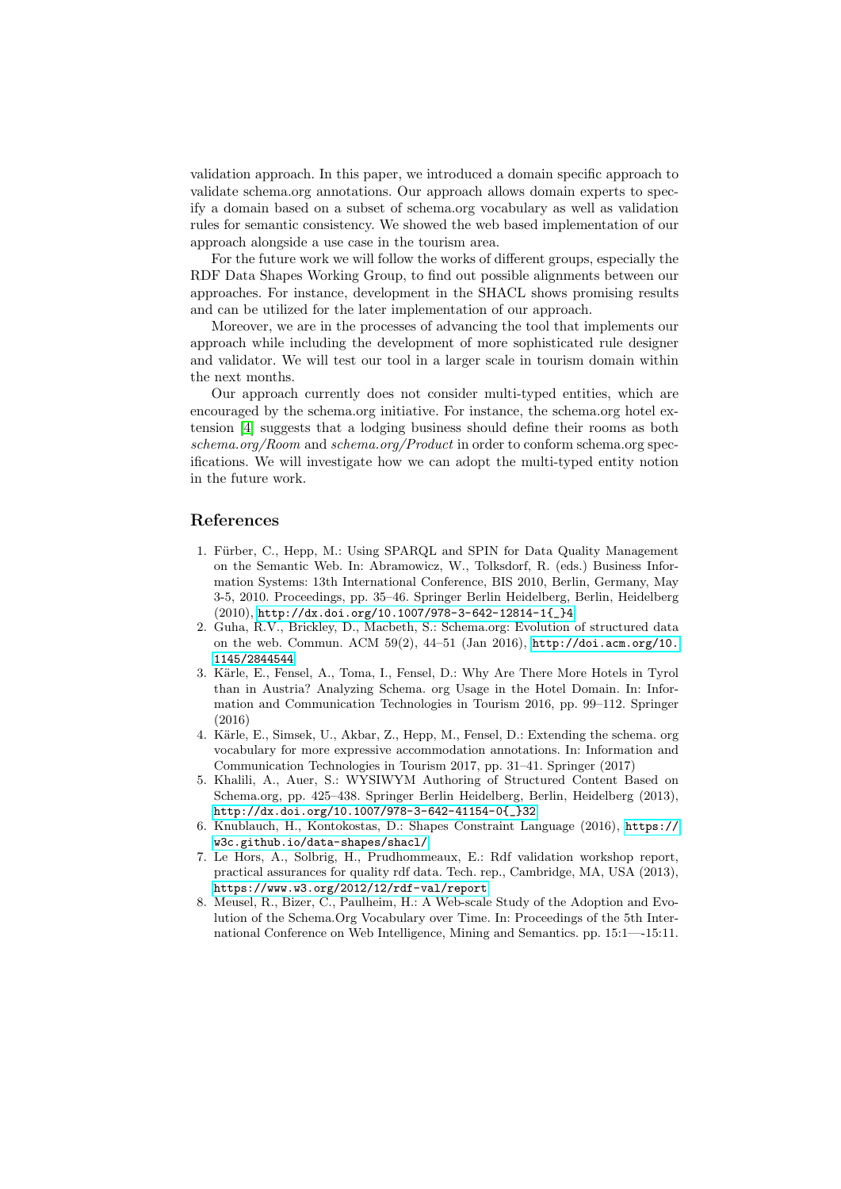validation approach. In this paper, we introduced a domain specific approach to validate schema.org annotations. Our approach allows domain experts to specify a domain based on a subset of schema.org vocabulary as well as validation rules for semantic consistency. We showed the web based implementation of our approach alongside a use case in the tourism area.

For the future work we will follow the works of different groups, especially the RDF Data Shapes Working Group, to find out possible alignments between our approaches. For instance, development in the SHACL shows promising results and can be utilized for the later implementation of our approach.

Moreover, we are in the processes of advancing the tool that implements our approach while including the development of more sophisticated rule designer and validator. We will test our tool in a larger scale in tourism domain within the next months.

Our approach currently does not consider multi-typed entities, which are encouraged by the schema.org initiative. For instance, the schema.org hotel extension [4] suggests that a lodging business should define their rooms as both *schema.org/Room* and *schema.org/Product* in order to conform schema.org specifications. We will investigate how we can adopt the multi-typed entity notion in the future work.

## References

1. Fürber, C., Hepp, M.: Using SPARQL and SPIN for Data Quality Management on the Semantic Web. In: Abramowicz, W., Tolksdorf, R. (eds.) Business Information Systems: 13th International Conference, BIS 2010, Berlin, Germany, May 3-5, 2010. Proceedings, pp. 35–46. Springer Berlin Heidelberg, Berlin, Heidelberg (2010), http://dx.doi.org/10.1007/978-3-642-12814-1{_}4
2. Guha, R.V., Brickley, D., Macbeth, S.: Schema.org: Evolution of structured data on the web. Commun. ACM 59(2), 44–51 (Jan 2016), http://doi.acm.org/10.1145/2844544
3. Kärle, E., Fensel, A., Toma, I., Fensel, D.: Why Are There More Hotels in Tyrol than in Austria? Analyzing Schema. org Usage in the Hotel Domain. In: Information and Communication Technologies in Tourism 2016, pp. 99–112. Springer (2016)
4. Kärle, E., Simsek, U., Akbar, Z., Hepp, M., Fensel, D.: Extending the schema. org vocabulary for more expressive accommodation annotations. In: Information and Communication Technologies in Tourism 2017, pp. 31–41. Springer (2017)
5. Khalili, A., Auer, S.: WYSIWYM Authoring of Structured Content Based on Schema.org, pp. 425–438. Springer Berlin Heidelberg, Berlin, Heidelberg (2013), http://dx.doi.org/10.1007/978-3-642-41154-0{_}32
6. Knublauch, H., Kontokostas, D.: Shapes Constraint Language (2016), https://w3c.github.io/data-shapes/shacl/
7. Le Hors, A., Solbrig, H., Prudhommeaux, E.: Rdf validation workshop report, practical assurances for quality rdf data. Tech. rep., Cambridge, MA, USA (2013), https://www.w3.org/2012/12/rdf-val/report
8. Meusel, R., Bizer, C., Paulheim, H.: A Web-scale Study of the Adoption and Evolution of the Schema.Org Vocabulary over Time. In: Proceedings of the 5th International Conference on Web Intelligence, Mining and Semantics. pp. 15:1—-15:11.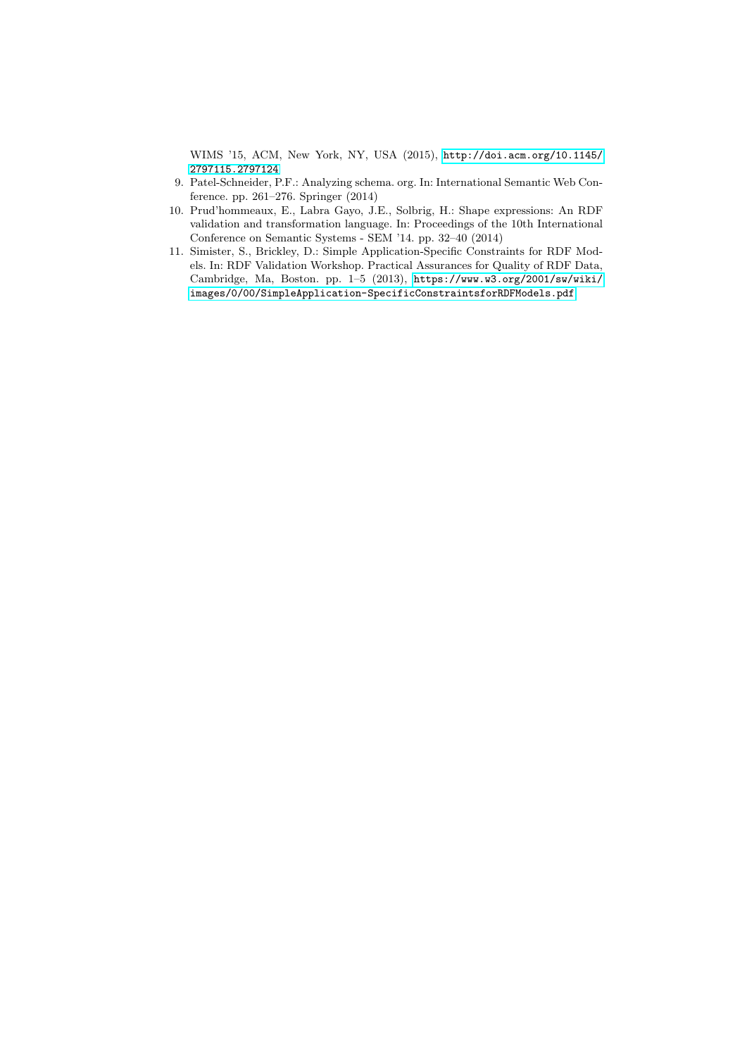WIMS '15, ACM, New York, NY, USA (2015), http://doi.acm.org/10.1145/2797115.2797124

9. Patel-Schneider, P.F.: Analyzing schema. org. In: International Semantic Web Conference. pp. 261–276. Springer (2014)
10. Prud'hommeaux, E., Labra Gayo, J.E., Solbrig, H.: Shape expressions: An RDF validation and transformation language. In: Proceedings of the 10th International Conference on Semantic Systems - SEM '14. pp. 32–40 (2014)
11. Simister, S., Brickley, D.: Simple Application-Specific Constraints for RDF Models. In: RDF Validation Workshop. Practical Assurances for Quality of RDF Data, Cambridge, Ma, Boston. pp. 1–5 (2013), https://www.w3.org/2001/sw/wiki/images/0/00/SimpleApplication-SpecificConstraintsforRDFModels.pdf